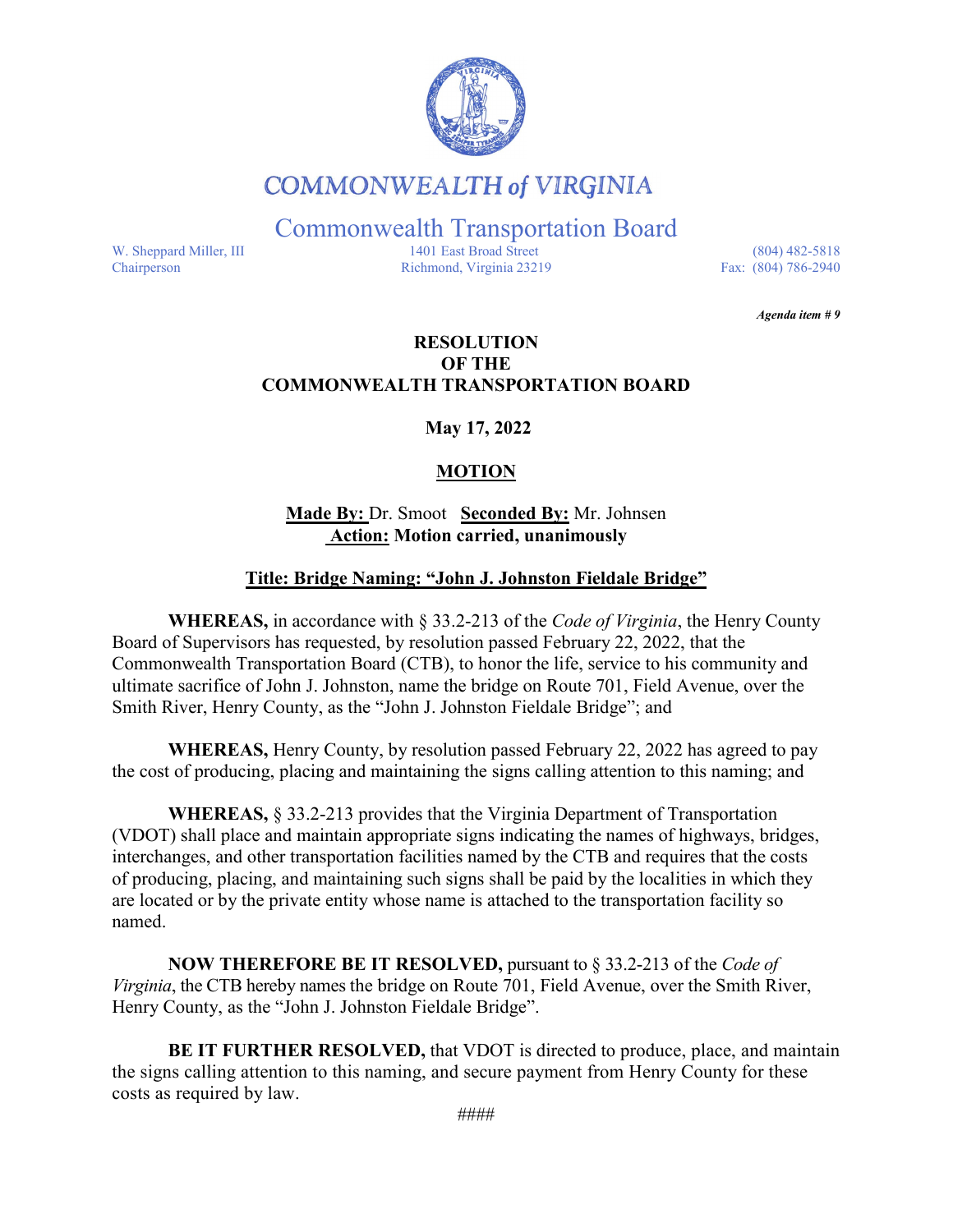# COMMONWEALTH of VIRGINIA

## Commonwealth Transportation Board

W. Sheppard Miller, III
Chairperson

1401 East Broad Street
Richmond, Virginia 23219

(804) 482-5818
Fax: (804) 786-2940

***Agenda item # 9***

**RESOLUTION**
**OF THE**
**COMMONWEALTH TRANSPORTATION BOARD**

**May 17, 2022**

**MOTION**

**Made By:** Dr. Smoot **Seconded By:** Mr. Johnsen
**Action: Motion carried, unanimously**

**Title: Bridge Naming: "John J. Johnston Fieldale Bridge"**

**WHEREAS,** in accordance with § 33.2-213 of the *Code of Virginia*, the Henry County Board of Supervisors has requested, by resolution passed February 22, 2022, that the Commonwealth Transportation Board (CTB), to honor the life, service to his community and ultimate sacrifice of John J. Johnston, name the bridge on Route 701, Field Avenue, over the Smith River, Henry County, as the "John J. Johnston Fieldale Bridge"; and

**WHEREAS,** Henry County, by resolution passed February 22, 2022 has agreed to pay the cost of producing, placing and maintaining the signs calling attention to this naming; and

**WHEREAS,** § 33.2-213 provides that the Virginia Department of Transportation (VDOT) shall place and maintain appropriate signs indicating the names of highways, bridges, interchanges, and other transportation facilities named by the CTB and requires that the costs of producing, placing, and maintaining such signs shall be paid by the localities in which they are located or by the private entity whose name is attached to the transportation facility so named.

**NOW THEREFORE BE IT RESOLVED,** pursuant to § 33.2-213 of the *Code of Virginia*, the CTB hereby names the bridge on Route 701, Field Avenue, over the Smith River, Henry County, as the "John J. Johnston Fieldale Bridge".

**BE IT FURTHER RESOLVED,** that VDOT is directed to produce, place, and maintain the signs calling attention to this naming, and secure payment from Henry County for these costs as required by law.

####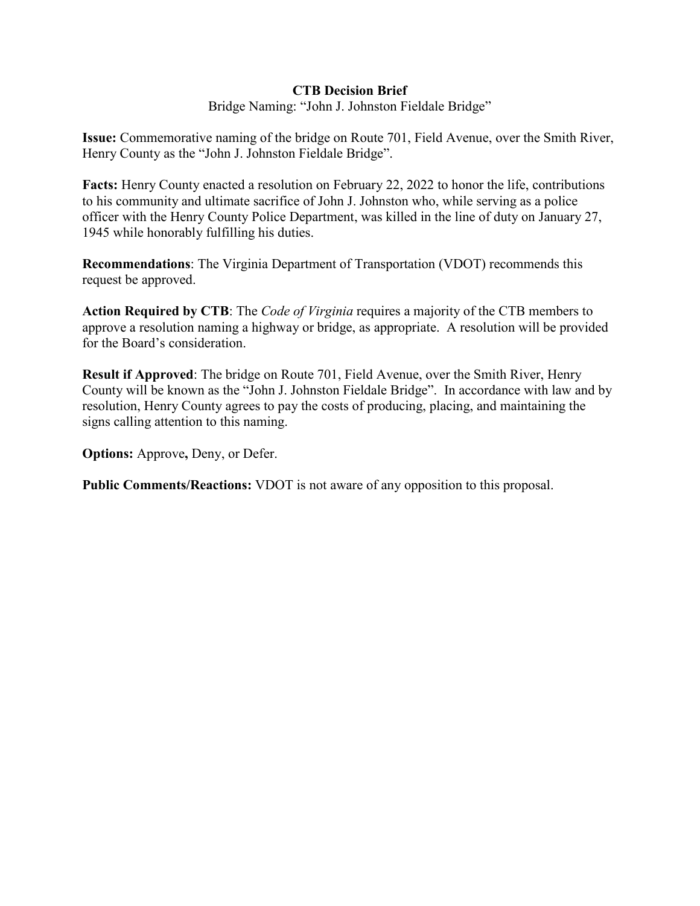**CTB Decision Brief**

Bridge Naming: "John J. Johnston Fieldale Bridge"

**Issue:** Commemorative naming of the bridge on Route 701, Field Avenue, over the Smith River, Henry County as the "John J. Johnston Fieldale Bridge".

**Facts:** Henry County enacted a resolution on February 22, 2022 to honor the life, contributions to his community and ultimate sacrifice of John J. Johnston who, while serving as a police officer with the Henry County Police Department, was killed in the line of duty on January 27, 1945 while honorably fulfilling his duties.

**Recommendations**: The Virginia Department of Transportation (VDOT) recommends this request be approved.

**Action Required by CTB**: The *Code of Virginia* requires a majority of the CTB members to approve a resolution naming a highway or bridge, as appropriate. A resolution will be provided for the Board's consideration.

**Result if Approved**: The bridge on Route 701, Field Avenue, over the Smith River, Henry County will be known as the "John J. Johnston Fieldale Bridge". In accordance with law and by resolution, Henry County agrees to pay the costs of producing, placing, and maintaining the signs calling attention to this naming.

**Options:** Approve**,** Deny, or Defer.

**Public Comments/Reactions:** VDOT is not aware of any opposition to this proposal.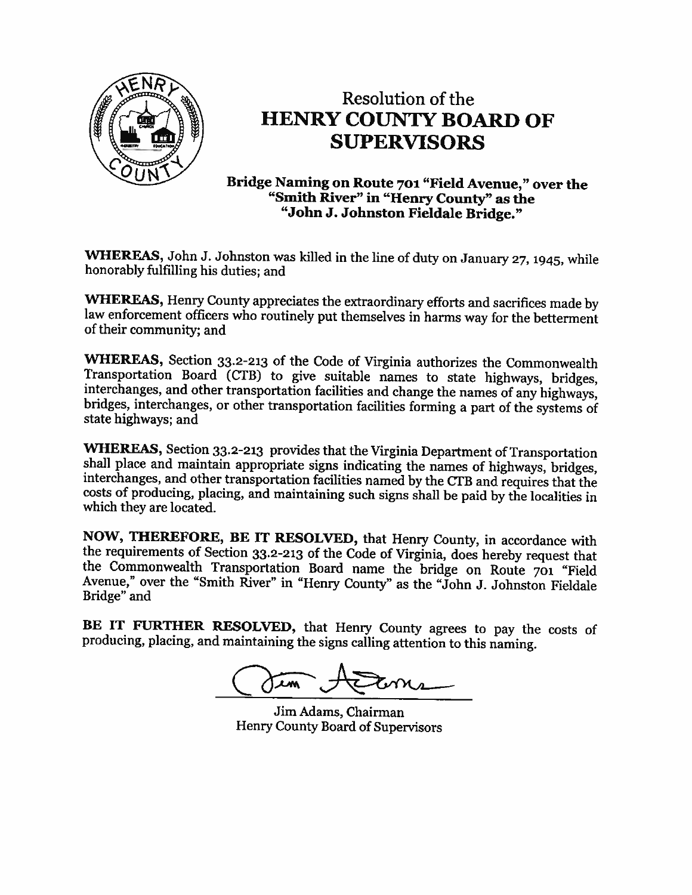# Resolution of the HENRY COUNTY BOARD OF SUPERVISORS

### Bridge Naming on Route 701 "Field Avenue," over the "Smith River" in "Henry County" as the "John J. Johnston Fieldale Bridge."

**WHEREAS,** John J. Johnston was killed in the line of duty on January 27, 1945, while honorably fulfilling his duties; and

**WHEREAS,** Henry County appreciates the extraordinary efforts and sacrifices made by law enforcement officers who routinely put themselves in harms way for the betterment of their community; and

**WHEREAS,** Section 33.2-213 of the Code of Virginia authorizes the Commonwealth Transportation Board (CTB) to give suitable names to state highways, bridges, interchanges, and other transportation facilities and change the names of any highways, bridges, interchanges, or other transportation facilities forming a part of the systems of state highways; and

**WHEREAS,** Section 33.2-213 provides that the Virginia Department of Transportation shall place and maintain appropriate signs indicating the names of highways, bridges, interchanges, and other transportation facilities named by the CTB and requires that the costs of producing, placing, and maintaining such signs shall be paid by the localities in which they are located.

**NOW, THEREFORE, BE IT RESOLVED,** that Henry County, in accordance with the requirements of Section 33.2-213 of the Code of Virginia, does hereby request that the Commonwealth Transportation Board name the bridge on Route 701 "Field Avenue," over the "Smith River" in "Henry County" as the "John J. Johnston Fieldale Bridge" and

**BE IT FURTHER RESOLVED,** that Henry County agrees to pay the costs of producing, placing, and maintaining the signs calling attention to this naming.

Jim Adams, Chairman
Henry County Board of Supervisors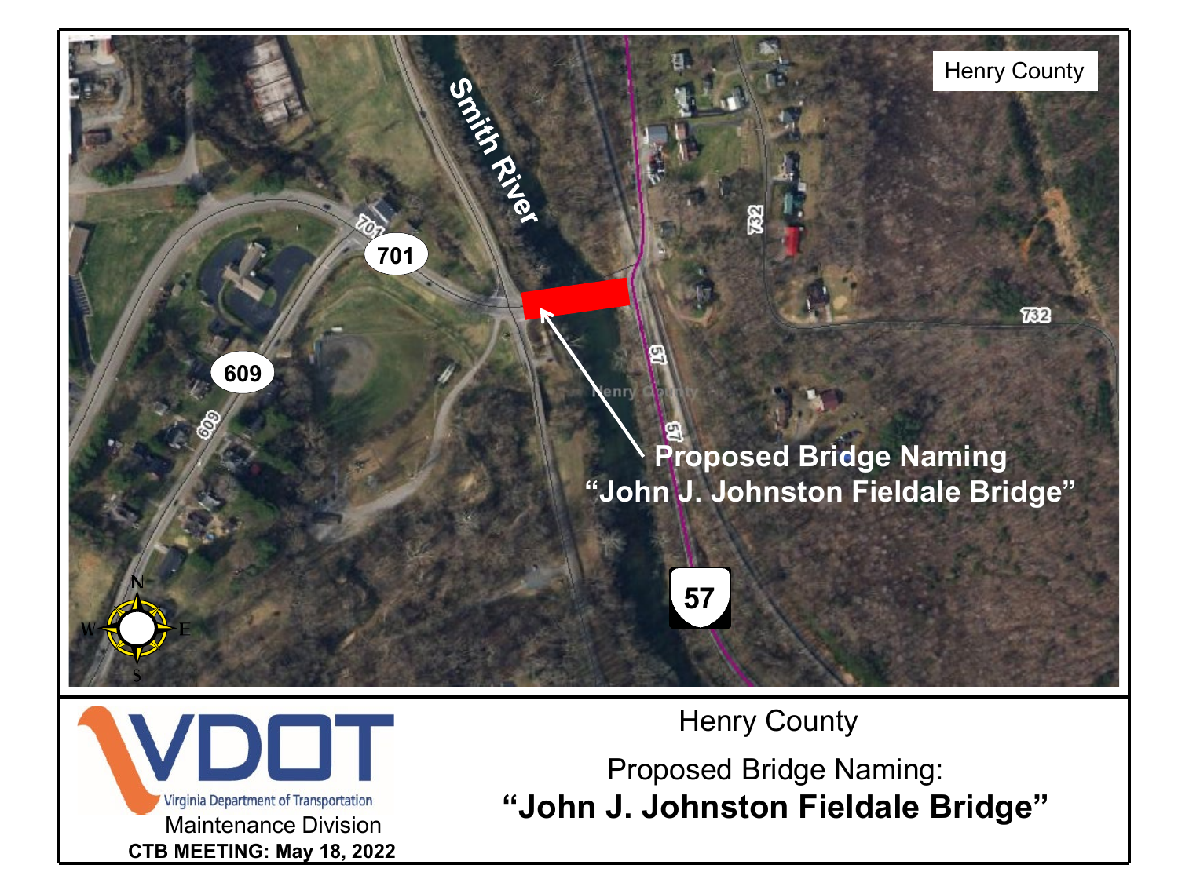Henry County

Smith River

701

609

732

57

Proposed Bridge Naming
"John J. Johnston Fieldale Bridge"

N
W E
S

VDOT
Virginia Department of Transportation
Maintenance Division
**CTB MEETING: May 18, 2022**

Henry County

Proposed Bridge Naming:

**"John J. Johnston Fieldale Bridge"**